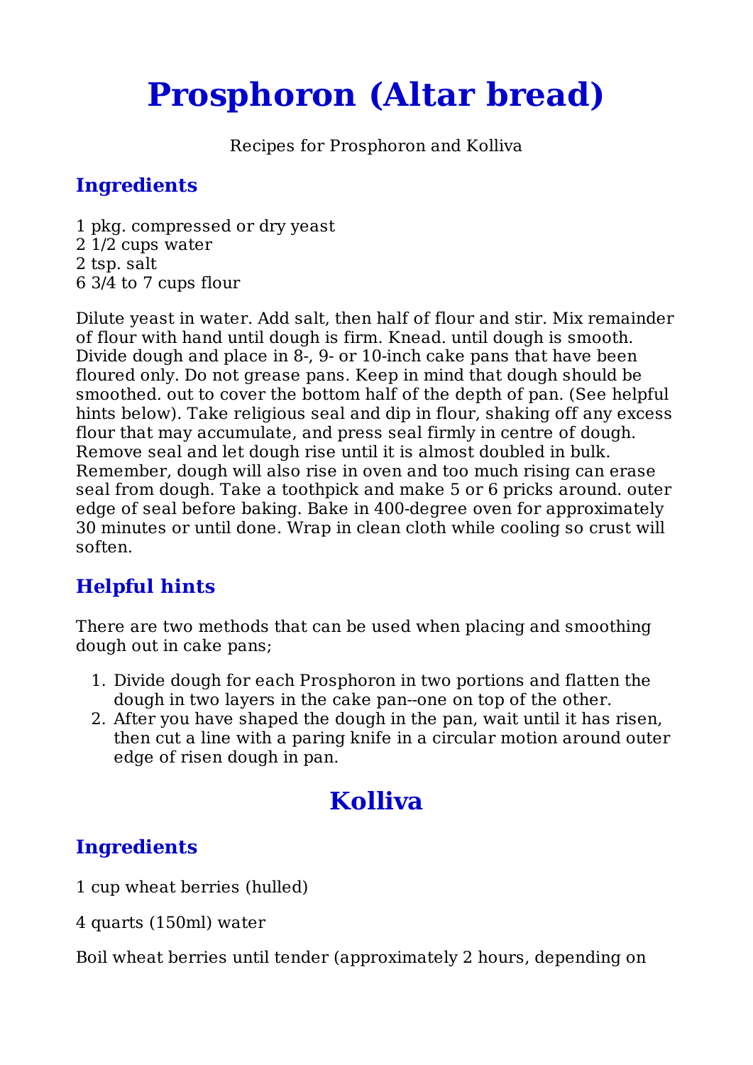# Prosphoron (Altar bread)

Recipes for Prosphoron and Kolliva

## Ingredients

1 pkg. compressed or dry yeast
2 1/2 cups water
2 tsp. salt
6 3/4 to 7 cups flour

Dilute yeast in water. Add salt, then half of flour and stir. Mix remainder of flour with hand until dough is firm. Knead. until dough is smooth. Divide dough and place in 8-, 9- or 10-inch cake pans that have been floured only. Do not grease pans. Keep in mind that dough should be smoothed. out to cover the bottom half of the depth of pan. (See helpful hints below). Take religious seal and dip in flour, shaking off any excess flour that may accumulate, and press seal firmly in centre of dough. Remove seal and let dough rise until it is almost doubled in bulk. Remember, dough will also rise in oven and too much rising can erase seal from dough. Take a toothpick and make 5 or 6 pricks around. outer edge of seal before baking. Bake in 400-degree oven for approximately 30 minutes or until done. Wrap in clean cloth while cooling so crust will soften.

## Helpful hints

There are two methods that can be used when placing and smoothing dough out in cake pans;

1. Divide dough for each Prosphoron in two portions and flatten the dough in two layers in the cake pan--one on top of the other.
2. After you have shaped the dough in the pan, wait until it has risen, then cut a line with a paring knife in a circular motion around outer edge of risen dough in pan.

# Kolliva

## Ingredients

1 cup wheat berries (hulled)

4 quarts (150ml) water

Boil wheat berries until tender (approximately 2 hours, depending on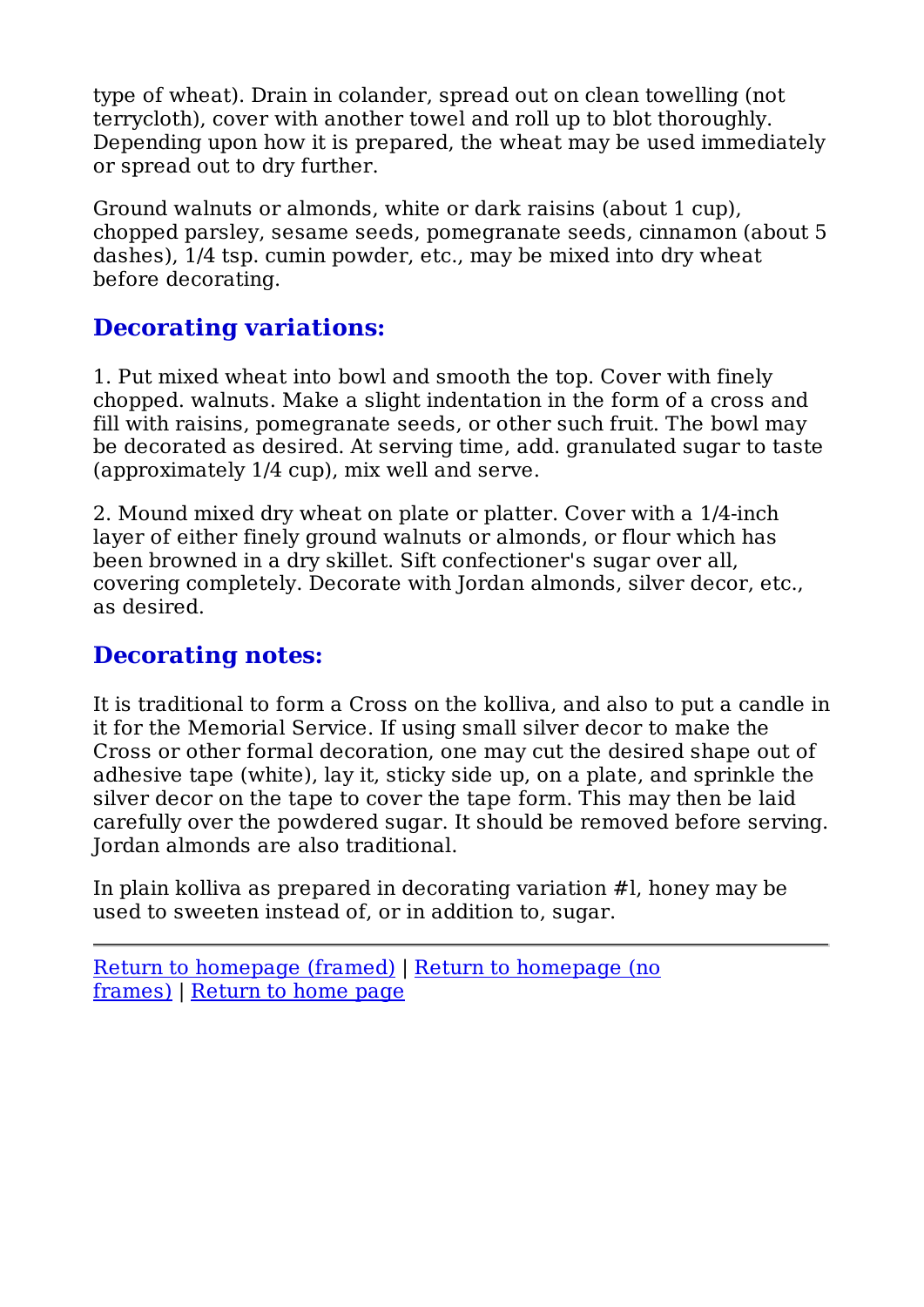type of wheat). Drain in colander, spread out on clean towelling (not terrycloth), cover with another towel and roll up to blot thoroughly. Depending upon how it is prepared, the wheat may be used immediately or spread out to dry further.

Ground walnuts or almonds, white or dark raisins (about 1 cup), chopped parsley, sesame seeds, pomegranate seeds, cinnamon (about 5 dashes), 1/4 tsp. cumin powder, etc., may be mixed into dry wheat before decorating.

## Decorating variations:

1. Put mixed wheat into bowl and smooth the top. Cover with finely chopped. walnuts. Make a slight indentation in the form of a cross and fill with raisins, pomegranate seeds, or other such fruit. The bowl may be decorated as desired. At serving time, add. granulated sugar to taste (approximately 1/4 cup), mix well and serve.

2. Mound mixed dry wheat on plate or platter. Cover with a 1/4-inch layer of either finely ground walnuts or almonds, or flour which has been browned in a dry skillet. Sift confectioner's sugar over all, covering completely. Decorate with Jordan almonds, silver decor, etc., as desired.

## Decorating notes:

It is traditional to form a Cross on the kolliva, and also to put a candle in it for the Memorial Service. If using small silver decor to make the Cross or other formal decoration, one may cut the desired shape out of adhesive tape (white), lay it, sticky side up, on a plate, and sprinkle the silver decor on the tape to cover the tape form. This may then be laid carefully over the powdered sugar. It should be removed before serving. Jordan almonds are also traditional.

In plain kolliva as prepared in decorating variation #l, honey may be used to sweeten instead of, or in addition to, sugar.

---

Return to homepage (framed) | Return to homepage (no frames) | Return to home page